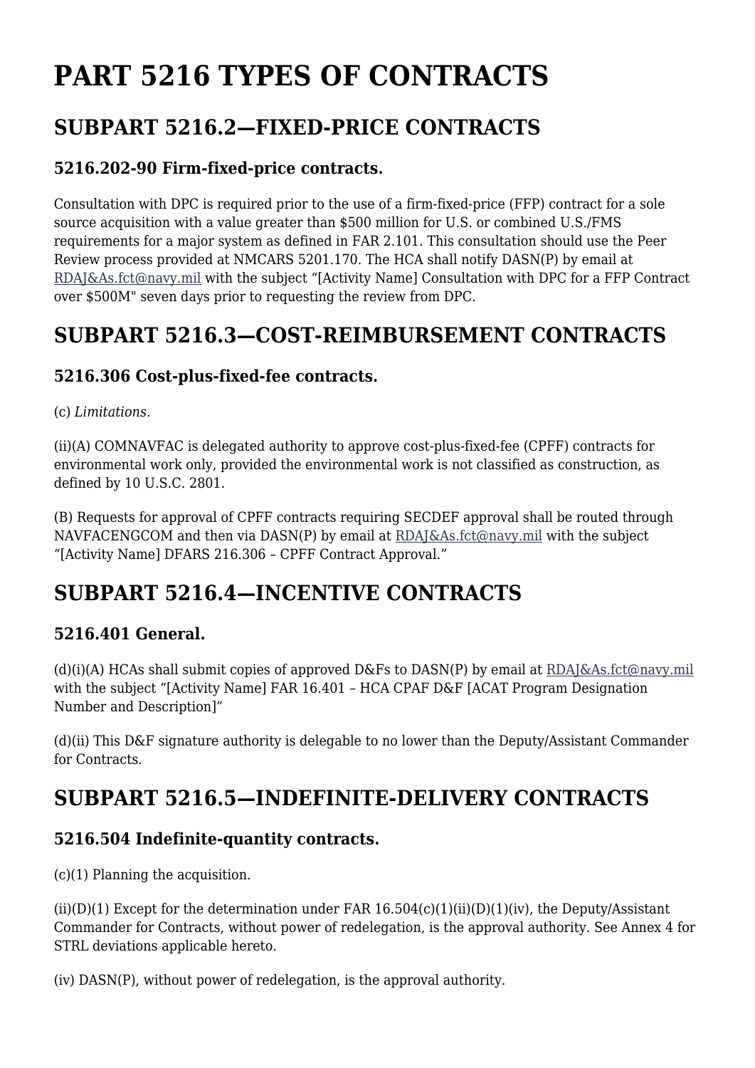# PART 5216 TYPES OF CONTRACTS

## SUBPART 5216.2—FIXED-PRICE CONTRACTS

### 5216.202-90 Firm-fixed-price contracts.

Consultation with DPC is required prior to the use of a firm-fixed-price (FFP) contract for a sole source acquisition with a value greater than $500 million for U.S. or combined U.S./FMS requirements for a major system as defined in FAR 2.101. This consultation should use the Peer Review process provided at NMCARS 5201.170. The HCA shall notify DASN(P) by email at RDAJ&As.fct@navy.mil with the subject "[Activity Name] Consultation with DPC for a FFP Contract over $500M" seven days prior to requesting the review from DPC.

## SUBPART 5216.3—COST-REIMBURSEMENT CONTRACTS

### 5216.306 Cost-plus-fixed-fee contracts.

(c) *Limitations*.

(ii)(A) COMNAVFAC is delegated authority to approve cost-plus-fixed-fee (CPFF) contracts for environmental work only, provided the environmental work is not classified as construction, as defined by 10 U.S.C. 2801.

(B) Requests for approval of CPFF contracts requiring SECDEF approval shall be routed through NAVFACENGCOM and then via DASN(P) by email at RDAJ&As.fct@navy.mil with the subject "[Activity Name] DFARS 216.306 – CPFF Contract Approval."

## SUBPART 5216.4—INCENTIVE CONTRACTS

### 5216.401 General.

(d)(i)(A) HCAs shall submit copies of approved D&Fs to DASN(P) by email at RDAJ&As.fct@navy.mil with the subject "[Activity Name] FAR 16.401 – HCA CPAF D&F [ACAT Program Designation Number and Description]"

(d)(ii) This D&F signature authority is delegable to no lower than the Deputy/Assistant Commander for Contracts.

## SUBPART 5216.5—INDEFINITE-DELIVERY CONTRACTS

### 5216.504 Indefinite-quantity contracts.

(c)(1) Planning the acquisition.

(ii)(D)(1) Except for the determination under FAR 16.504(c)(1)(ii)(D)(1)(iv), the Deputy/Assistant Commander for Contracts, without power of redelegation, is the approval authority. See Annex 4 for STRL deviations applicable hereto.

(iv) DASN(P), without power of redelegation, is the approval authority.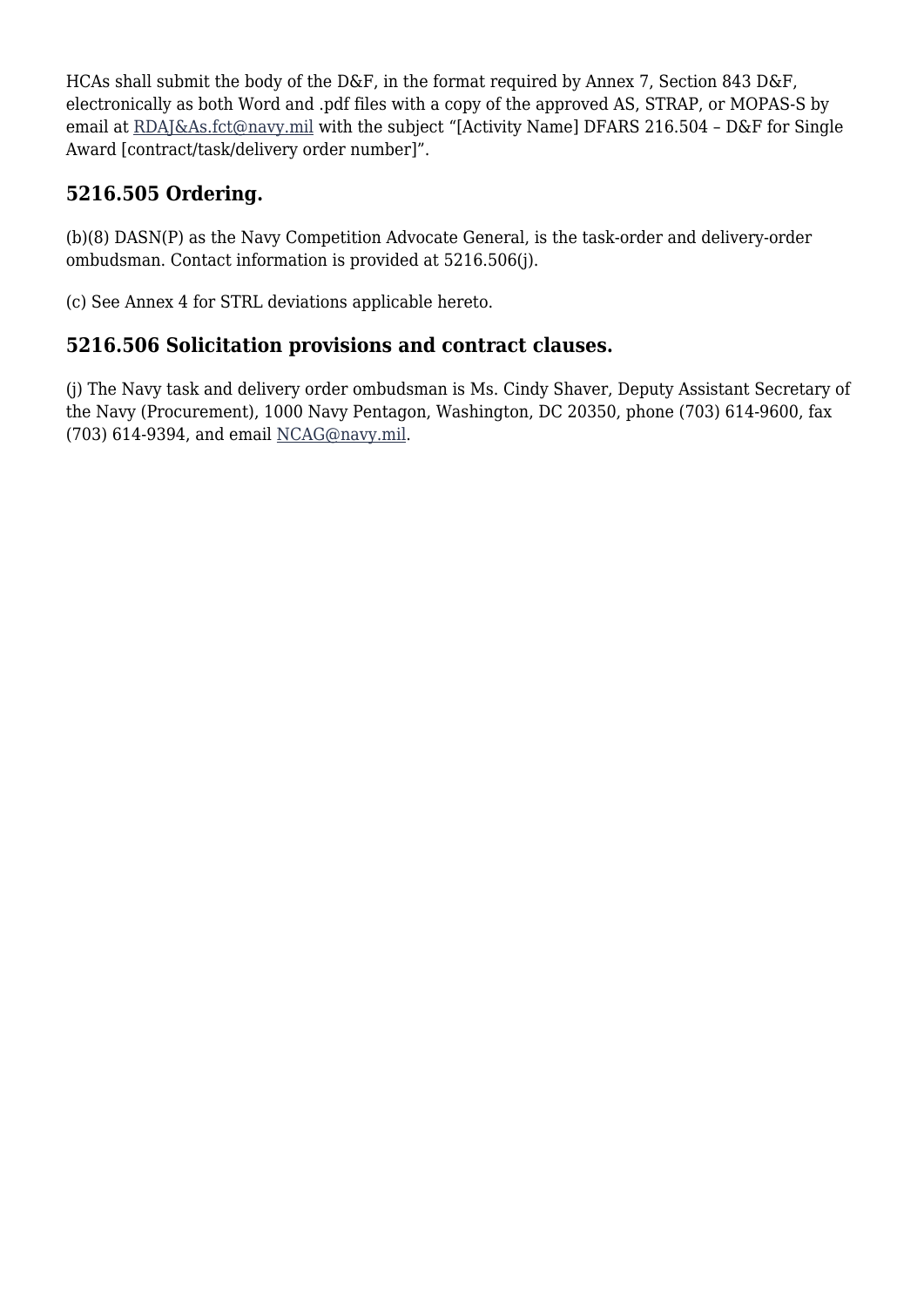HCAs shall submit the body of the D&F, in the format required by Annex 7, Section 843 D&F, electronically as both Word and .pdf files with a copy of the approved AS, STRAP, or MOPAS-S by email at RDAJ&As.fct@navy.mil with the subject "[Activity Name] DFARS 216.504 – D&F for Single Award [contract/task/delivery order number]".

## 5216.505 Ordering.

(b)(8) DASN(P) as the Navy Competition Advocate General, is the task-order and delivery-order ombudsman. Contact information is provided at 5216.506(j).

(c) See Annex 4 for STRL deviations applicable hereto.

## 5216.506 Solicitation provisions and contract clauses.

(j) The Navy task and delivery order ombudsman is Ms. Cindy Shaver, Deputy Assistant Secretary of the Navy (Procurement), 1000 Navy Pentagon, Washington, DC 20350, phone (703) 614-9600, fax (703) 614-9394, and email NCAG@navy.mil.